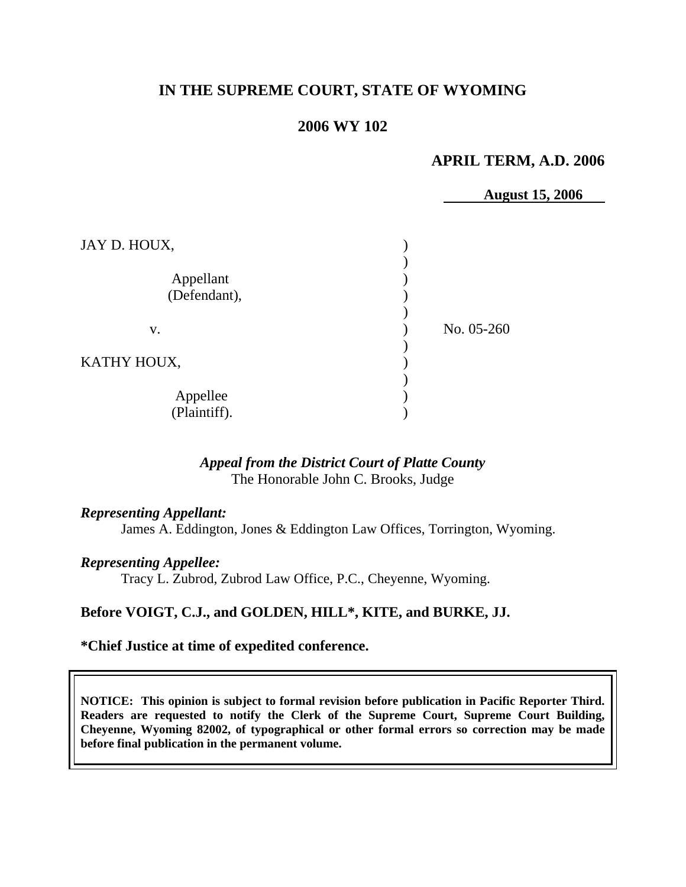# IN THE SUPREME COURT, STATE OF WYOMING

## 2006 WY 102

**APRIL TERM, A.D. 2006**

**August 15, 2006**

| | | |
|---|---|---|
| JAY D. HOUX,<br><br>Appellant<br>(Defendant), | ) | |
| v. | ) | No. 05-260 |
| KATHY HOUX,<br><br>Appellee<br>(Plaintiff). | ) | |

***Appeal from the District Court of Platte County***
The Honorable John C. Brooks, Judge

***Representing Appellant:***
James A. Eddington, Jones & Eddington Law Offices, Torrington, Wyoming.

***Representing Appellee:***
Tracy L. Zubrod, Zubrod Law Office, P.C., Cheyenne, Wyoming.

**Before VOIGT, C.J., and GOLDEN, HILL\*, KITE, and BURKE, JJ.**

**\*Chief Justice at time of expedited conference.**

**NOTICE: This opinion is subject to formal revision before publication in Pacific Reporter Third. Readers are requested to notify the Clerk of the Supreme Court, Supreme Court Building, Cheyenne, Wyoming 82002, of typographical or other formal errors so correction may be made before final publication in the permanent volume.**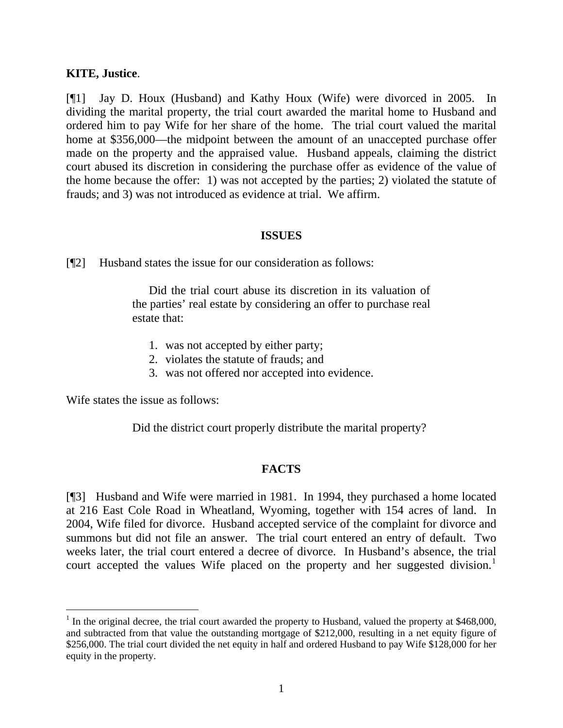**KITE, Justice**.

[¶1] Jay D. Houx (Husband) and Kathy Houx (Wife) were divorced in 2005. In dividing the marital property, the trial court awarded the marital home to Husband and ordered him to pay Wife for her share of the home. The trial court valued the marital home at $356,000—the midpoint between the amount of an unaccepted purchase offer made on the property and the appraised value. Husband appeals, claiming the district court abused its discretion in considering the purchase offer as evidence of the value of the home because the offer: 1) was not accepted by the parties; 2) violated the statute of frauds; and 3) was not introduced as evidence at trial. We affirm.

## ISSUES

[¶2] Husband states the issue for our consideration as follows:

> Did the trial court abuse its discretion in its valuation of the parties' real estate by considering an offer to purchase real estate that:
>
> 1. was not accepted by either party;
> 2. violates the statute of frauds; and
> 3. was not offered nor accepted into evidence.

Wife states the issue as follows:

> Did the district court properly distribute the marital property?

## FACTS

[¶3] Husband and Wife were married in 1981. In 1994, they purchased a home located at 216 East Cole Road in Wheatland, Wyoming, together with 154 acres of land. In 2004, Wife filed for divorce. Husband accepted service of the complaint for divorce and summons but did not file an answer. The trial court entered an entry of default. Two weeks later, the trial court entered a decree of divorce. In Husband's absence, the trial court accepted the values Wife placed on the property and her suggested division.[1]

[1] In the original decree, the trial court awarded the property to Husband, valued the property at $468,000, and subtracted from that value the outstanding mortgage of $212,000, resulting in a net equity figure of $256,000. The trial court divided the net equity in half and ordered Husband to pay Wife $128,000 for her equity in the property.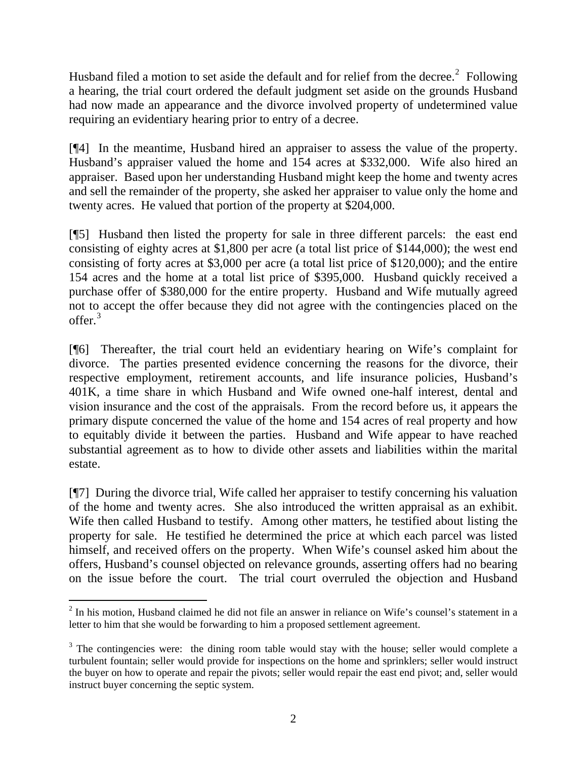Husband filed a motion to set aside the default and for relief from the decree.[2] Following a hearing, the trial court ordered the default judgment set aside on the grounds Husband had now made an appearance and the divorce involved property of undetermined value requiring an evidentiary hearing prior to entry of a decree.

[¶4] In the meantime, Husband hired an appraiser to assess the value of the property. Husband's appraiser valued the home and 154 acres at $332,000. Wife also hired an appraiser. Based upon her understanding Husband might keep the home and twenty acres and sell the remainder of the property, she asked her appraiser to value only the home and twenty acres. He valued that portion of the property at $204,000.

[¶5] Husband then listed the property for sale in three different parcels: the east end consisting of eighty acres at $1,800 per acre (a total list price of $144,000); the west end consisting of forty acres at $3,000 per acre (a total list price of $120,000); and the entire 154 acres and the home at a total list price of $395,000. Husband quickly received a purchase offer of $380,000 for the entire property. Husband and Wife mutually agreed not to accept the offer because they did not agree with the contingencies placed on the offer.[3]

[¶6] Thereafter, the trial court held an evidentiary hearing on Wife's complaint for divorce. The parties presented evidence concerning the reasons for the divorce, their respective employment, retirement accounts, and life insurance policies, Husband's 401K, a time share in which Husband and Wife owned one-half interest, dental and vision insurance and the cost of the appraisals. From the record before us, it appears the primary dispute concerned the value of the home and 154 acres of real property and how to equitably divide it between the parties. Husband and Wife appear to have reached substantial agreement as to how to divide other assets and liabilities within the marital estate.

[¶7] During the divorce trial, Wife called her appraiser to testify concerning his valuation of the home and twenty acres. She also introduced the written appraisal as an exhibit. Wife then called Husband to testify. Among other matters, he testified about listing the property for sale. He testified he determined the price at which each parcel was listed himself, and received offers on the property. When Wife's counsel asked him about the offers, Husband's counsel objected on relevance grounds, asserting offers had no bearing on the issue before the court. The trial court overruled the objection and Husband

---

[2] In his motion, Husband claimed he did not file an answer in reliance on Wife's counsel's statement in a letter to him that she would be forwarding to him a proposed settlement agreement.

[3] The contingencies were: the dining room table would stay with the house; seller would complete a turbulent fountain; seller would provide for inspections on the home and sprinklers; seller would instruct the buyer on how to operate and repair the pivots; seller would repair the east end pivot; and, seller would instruct buyer concerning the septic system.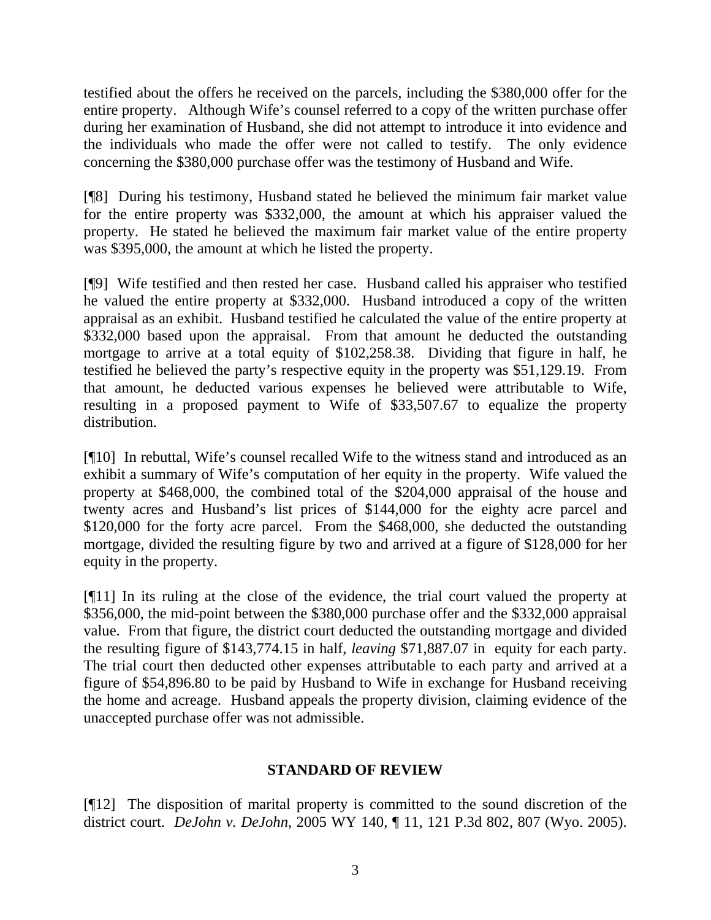testified about the offers he received on the parcels, including the $380,000 offer for the entire property. Although Wife's counsel referred to a copy of the written purchase offer during her examination of Husband, she did not attempt to introduce it into evidence and the individuals who made the offer were not called to testify. The only evidence concerning the $380,000 purchase offer was the testimony of Husband and Wife.

[¶8] During his testimony, Husband stated he believed the minimum fair market value for the entire property was $332,000, the amount at which his appraiser valued the property. He stated he believed the maximum fair market value of the entire property was $395,000, the amount at which he listed the property.

[¶9] Wife testified and then rested her case. Husband called his appraiser who testified he valued the entire property at $332,000. Husband introduced a copy of the written appraisal as an exhibit. Husband testified he calculated the value of the entire property at $332,000 based upon the appraisal. From that amount he deducted the outstanding mortgage to arrive at a total equity of $102,258.38. Dividing that figure in half, he testified he believed the party's respective equity in the property was $51,129.19. From that amount, he deducted various expenses he believed were attributable to Wife, resulting in a proposed payment to Wife of $33,507.67 to equalize the property distribution.

[¶10] In rebuttal, Wife's counsel recalled Wife to the witness stand and introduced as an exhibit a summary of Wife's computation of her equity in the property. Wife valued the property at $468,000, the combined total of the $204,000 appraisal of the house and twenty acres and Husband's list prices of $144,000 for the eighty acre parcel and $120,000 for the forty acre parcel. From the $468,000, she deducted the outstanding mortgage, divided the resulting figure by two and arrived at a figure of $128,000 for her equity in the property.

[¶11] In its ruling at the close of the evidence, the trial court valued the property at $356,000, the mid-point between the $380,000 purchase offer and the $332,000 appraisal value. From that figure, the district court deducted the outstanding mortgage and divided the resulting figure of $143,774.15 in half, *leaving* $71,887.07 in equity for each party. The trial court then deducted other expenses attributable to each party and arrived at a figure of $54,896.80 to be paid by Husband to Wife in exchange for Husband receiving the home and acreage. Husband appeals the property division, claiming evidence of the unaccepted purchase offer was not admissible.

## STANDARD OF REVIEW

[¶12] The disposition of marital property is committed to the sound discretion of the district court. *DeJohn v. DeJohn*, 2005 WY 140, ¶ 11, 121 P.3d 802, 807 (Wyo. 2005).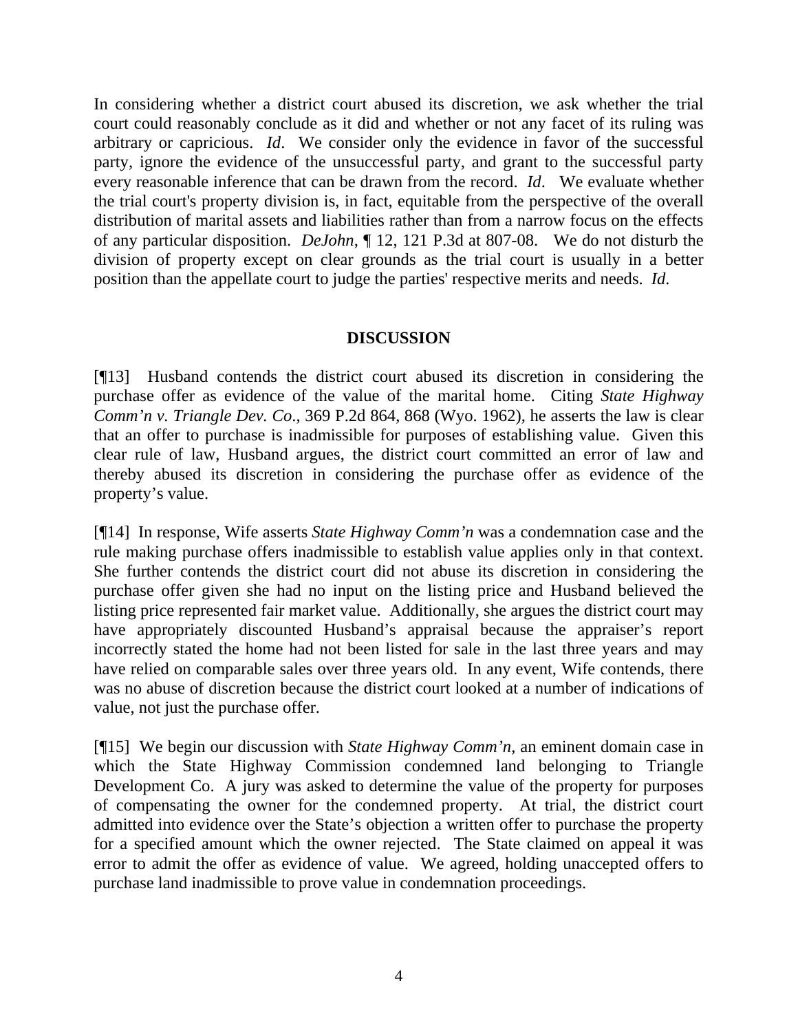In considering whether a district court abused its discretion, we ask whether the trial court could reasonably conclude as it did and whether or not any facet of its ruling was arbitrary or capricious. *Id*. We consider only the evidence in favor of the successful party, ignore the evidence of the unsuccessful party, and grant to the successful party every reasonable inference that can be drawn from the record. *Id*. We evaluate whether the trial court's property division is, in fact, equitable from the perspective of the overall distribution of marital assets and liabilities rather than from a narrow focus on the effects of any particular disposition. *DeJohn*, ¶ 12, 121 P.3d at 807-08. We do not disturb the division of property except on clear grounds as the trial court is usually in a better position than the appellate court to judge the parties' respective merits and needs. *Id*.

## DISCUSSION

[¶13] Husband contends the district court abused its discretion in considering the purchase offer as evidence of the value of the marital home. Citing *State Highway Comm'n v. Triangle Dev. Co*., 369 P.2d 864, 868 (Wyo. 1962), he asserts the law is clear that an offer to purchase is inadmissible for purposes of establishing value. Given this clear rule of law, Husband argues, the district court committed an error of law and thereby abused its discretion in considering the purchase offer as evidence of the property's value.

[¶14] In response, Wife asserts *State Highway Comm'n* was a condemnation case and the rule making purchase offers inadmissible to establish value applies only in that context. She further contends the district court did not abuse its discretion in considering the purchase offer given she had no input on the listing price and Husband believed the listing price represented fair market value. Additionally, she argues the district court may have appropriately discounted Husband's appraisal because the appraiser's report incorrectly stated the home had not been listed for sale in the last three years and may have relied on comparable sales over three years old. In any event, Wife contends, there was no abuse of discretion because the district court looked at a number of indications of value, not just the purchase offer.

[¶15] We begin our discussion with *State Highway Comm'n*, an eminent domain case in which the State Highway Commission condemned land belonging to Triangle Development Co. A jury was asked to determine the value of the property for purposes of compensating the owner for the condemned property. At trial, the district court admitted into evidence over the State's objection a written offer to purchase the property for a specified amount which the owner rejected. The State claimed on appeal it was error to admit the offer as evidence of value. We agreed, holding unaccepted offers to purchase land inadmissible to prove value in condemnation proceedings.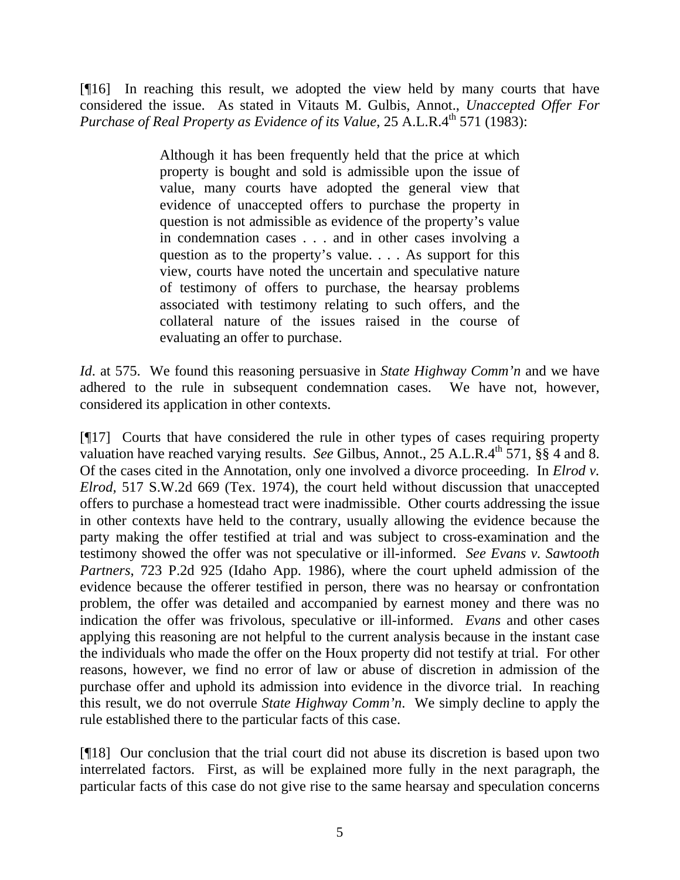[¶16] In reaching this result, we adopted the view held by many courts that have considered the issue. As stated in Vitauts M. Gulbis, Annot., *Unaccepted Offer For Purchase of Real Property as Evidence of its Value*, 25 A.L.R.4th 571 (1983):

> Although it has been frequently held that the price at which property is bought and sold is admissible upon the issue of value, many courts have adopted the general view that evidence of unaccepted offers to purchase the property in question is not admissible as evidence of the property's value in condemnation cases . . . and in other cases involving a question as to the property's value. . . . As support for this view, courts have noted the uncertain and speculative nature of testimony of offers to purchase, the hearsay problems associated with testimony relating to such offers, and the collateral nature of the issues raised in the course of evaluating an offer to purchase.

*Id*. at 575. We found this reasoning persuasive in *State Highway Comm'n* and we have adhered to the rule in subsequent condemnation cases. We have not, however, considered its application in other contexts.

[¶17] Courts that have considered the rule in other types of cases requiring property valuation have reached varying results. *See* Gilbus, Annot., 25 A.L.R.4th 571, §§ 4 and 8. Of the cases cited in the Annotation, only one involved a divorce proceeding. In *Elrod v. Elrod*, 517 S.W.2d 669 (Tex. 1974), the court held without discussion that unaccepted offers to purchase a homestead tract were inadmissible. Other courts addressing the issue in other contexts have held to the contrary, usually allowing the evidence because the party making the offer testified at trial and was subject to cross-examination and the testimony showed the offer was not speculative or ill-informed. *See Evans v. Sawtooth Partners*, 723 P.2d 925 (Idaho App. 1986), where the court upheld admission of the evidence because the offerer testified in person, there was no hearsay or confrontation problem, the offer was detailed and accompanied by earnest money and there was no indication the offer was frivolous, speculative or ill-informed. *Evans* and other cases applying this reasoning are not helpful to the current analysis because in the instant case the individuals who made the offer on the Houx property did not testify at trial. For other reasons, however, we find no error of law or abuse of discretion in admission of the purchase offer and uphold its admission into evidence in the divorce trial. In reaching this result, we do not overrule *State Highway Comm'n*. We simply decline to apply the rule established there to the particular facts of this case.

[¶18] Our conclusion that the trial court did not abuse its discretion is based upon two interrelated factors. First, as will be explained more fully in the next paragraph, the particular facts of this case do not give rise to the same hearsay and speculation concerns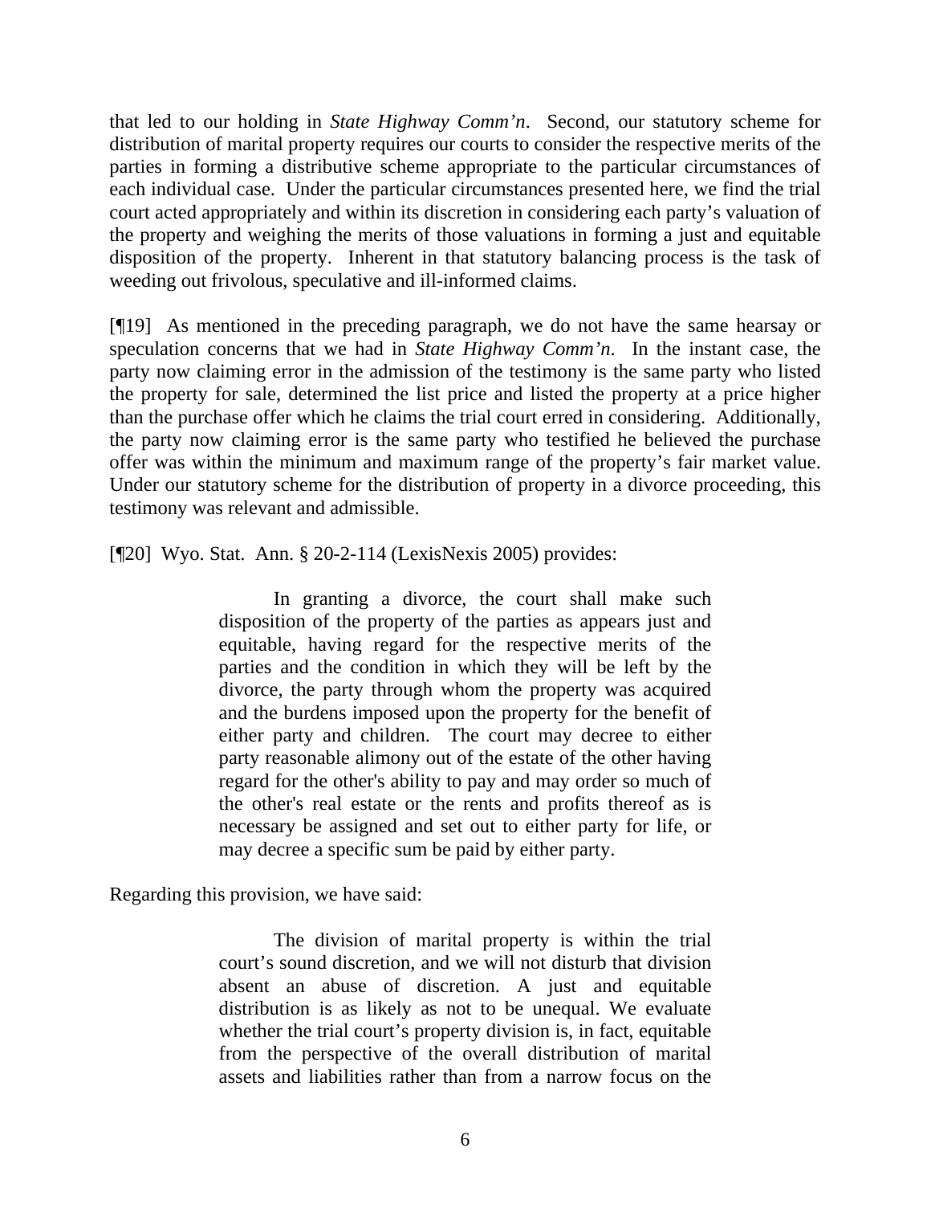that led to our holding in *State Highway Comm'n*. Second, our statutory scheme for distribution of marital property requires our courts to consider the respective merits of the parties in forming a distributive scheme appropriate to the particular circumstances of each individual case. Under the particular circumstances presented here, we find the trial court acted appropriately and within its discretion in considering each party's valuation of the property and weighing the merits of those valuations in forming a just and equitable disposition of the property. Inherent in that statutory balancing process is the task of weeding out frivolous, speculative and ill-informed claims.

[¶19] As mentioned in the preceding paragraph, we do not have the same hearsay or speculation concerns that we had in *State Highway Comm'n*. In the instant case, the party now claiming error in the admission of the testimony is the same party who listed the property for sale, determined the list price and listed the property at a price higher than the purchase offer which he claims the trial court erred in considering. Additionally, the party now claiming error is the same party who testified he believed the purchase offer was within the minimum and maximum range of the property's fair market value. Under our statutory scheme for the distribution of property in a divorce proceeding, this testimony was relevant and admissible.

[¶20] Wyo. Stat. Ann. § 20-2-114 (LexisNexis 2005) provides:

> In granting a divorce, the court shall make such disposition of the property of the parties as appears just and equitable, having regard for the respective merits of the parties and the condition in which they will be left by the divorce, the party through whom the property was acquired and the burdens imposed upon the property for the benefit of either party and children. The court may decree to either party reasonable alimony out of the estate of the other having regard for the other's ability to pay and may order so much of the other's real estate or the rents and profits thereof as is necessary be assigned and set out to either party for life, or may decree a specific sum be paid by either party.

Regarding this provision, we have said:

> The division of marital property is within the trial court's sound discretion, and we will not disturb that division absent an abuse of discretion. A just and equitable distribution is as likely as not to be unequal. We evaluate whether the trial court's property division is, in fact, equitable from the perspective of the overall distribution of marital assets and liabilities rather than from a narrow focus on the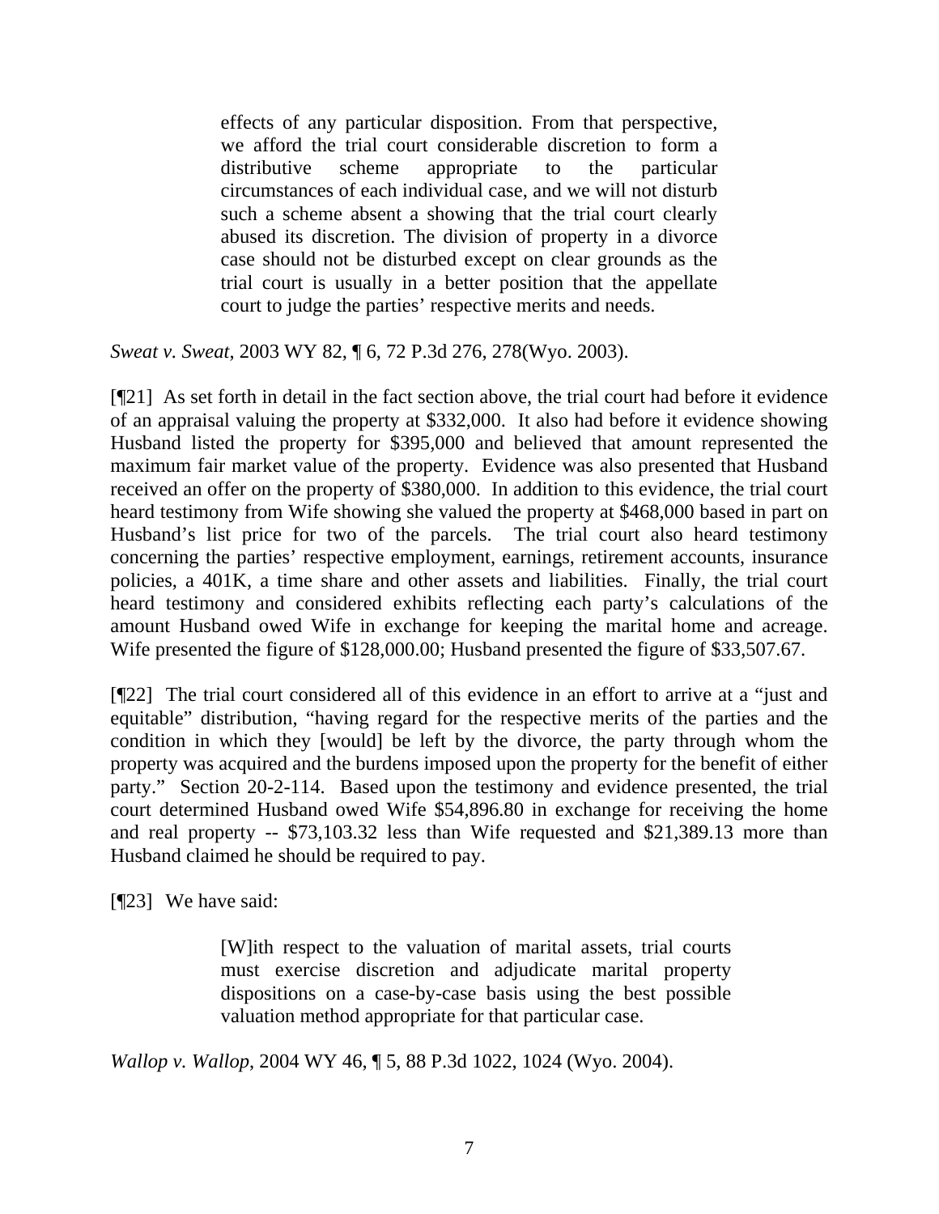> effects of any particular disposition. From that perspective, we afford the trial court considerable discretion to form a distributive scheme appropriate to the particular circumstances of each individual case, and we will not disturb such a scheme absent a showing that the trial court clearly abused its discretion. The division of property in a divorce case should not be disturbed except on clear grounds as the trial court is usually in a better position that the appellate court to judge the parties' respective merits and needs.

*Sweat v. Sweat*, 2003 WY 82, ¶ 6, 72 P.3d 276, 278(Wyo. 2003).

[¶21] As set forth in detail in the fact section above, the trial court had before it evidence of an appraisal valuing the property at $332,000. It also had before it evidence showing Husband listed the property for $395,000 and believed that amount represented the maximum fair market value of the property. Evidence was also presented that Husband received an offer on the property of $380,000. In addition to this evidence, the trial court heard testimony from Wife showing she valued the property at $468,000 based in part on Husband's list price for two of the parcels. The trial court also heard testimony concerning the parties' respective employment, earnings, retirement accounts, insurance policies, a 401K, a time share and other assets and liabilities. Finally, the trial court heard testimony and considered exhibits reflecting each party's calculations of the amount Husband owed Wife in exchange for keeping the marital home and acreage. Wife presented the figure of $128,000.00; Husband presented the figure of $33,507.67.

[¶22] The trial court considered all of this evidence in an effort to arrive at a "just and equitable" distribution, "having regard for the respective merits of the parties and the condition in which they [would] be left by the divorce, the party through whom the property was acquired and the burdens imposed upon the property for the benefit of either party." Section 20-2-114. Based upon the testimony and evidence presented, the trial court determined Husband owed Wife $54,896.80 in exchange for receiving the home and real property -- $73,103.32 less than Wife requested and $21,389.13 more than Husband claimed he should be required to pay.

[¶23] We have said:

> [W]ith respect to the valuation of marital assets, trial courts must exercise discretion and adjudicate marital property dispositions on a case-by-case basis using the best possible valuation method appropriate for that particular case.

*Wallop v. Wallop*, 2004 WY 46, ¶ 5, 88 P.3d 1022, 1024 (Wyo. 2004).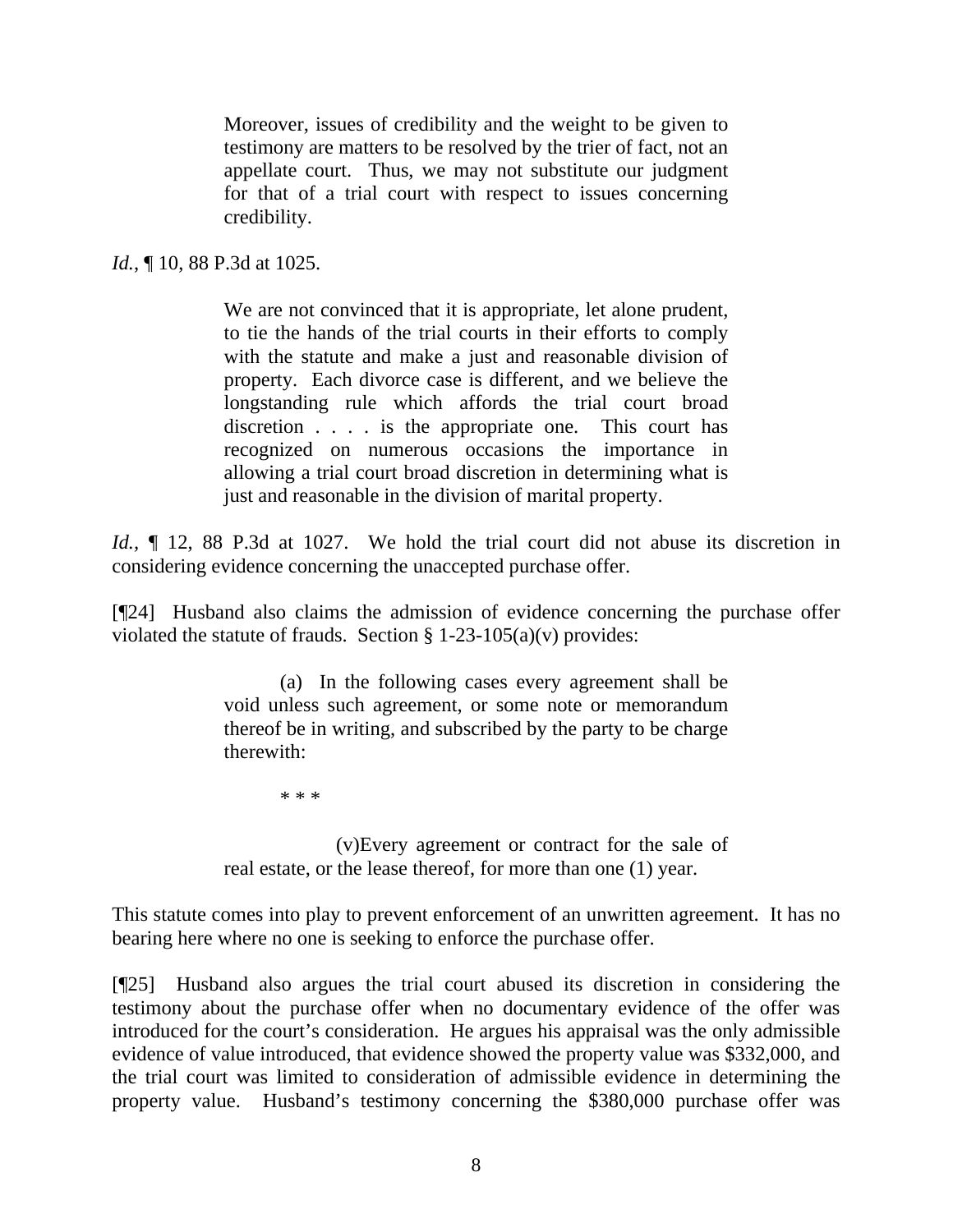> Moreover, issues of credibility and the weight to be given to testimony are matters to be resolved by the trier of fact, not an appellate court. Thus, we may not substitute our judgment for that of a trial court with respect to issues concerning credibility.

*Id.*, ¶ 10, 88 P.3d at 1025.

> We are not convinced that it is appropriate, let alone prudent, to tie the hands of the trial courts in their efforts to comply with the statute and make a just and reasonable division of property. Each divorce case is different, and we believe the longstanding rule which affords the trial court broad discretion . . . . is the appropriate one. This court has recognized on numerous occasions the importance in allowing a trial court broad discretion in determining what is just and reasonable in the division of marital property.

*Id.*, ¶ 12, 88 P.3d at 1027. We hold the trial court did not abuse its discretion in considering evidence concerning the unaccepted purchase offer.

[¶24] Husband also claims the admission of evidence concerning the purchase offer violated the statute of frauds. Section § 1-23-105(a)(v) provides:

> (a) In the following cases every agreement shall be void unless such agreement, or some note or memorandum thereof be in writing, and subscribed by the party to be charge therewith:
>
> * * *
>
> (v)Every agreement or contract for the sale of real estate, or the lease thereof, for more than one (1) year.

This statute comes into play to prevent enforcement of an unwritten agreement. It has no bearing here where no one is seeking to enforce the purchase offer.

[¶25] Husband also argues the trial court abused its discretion in considering the testimony about the purchase offer when no documentary evidence of the offer was introduced for the court's consideration. He argues his appraisal was the only admissible evidence of value introduced, that evidence showed the property value was $332,000, and the trial court was limited to consideration of admissible evidence in determining the property value. Husband's testimony concerning the $380,000 purchase offer was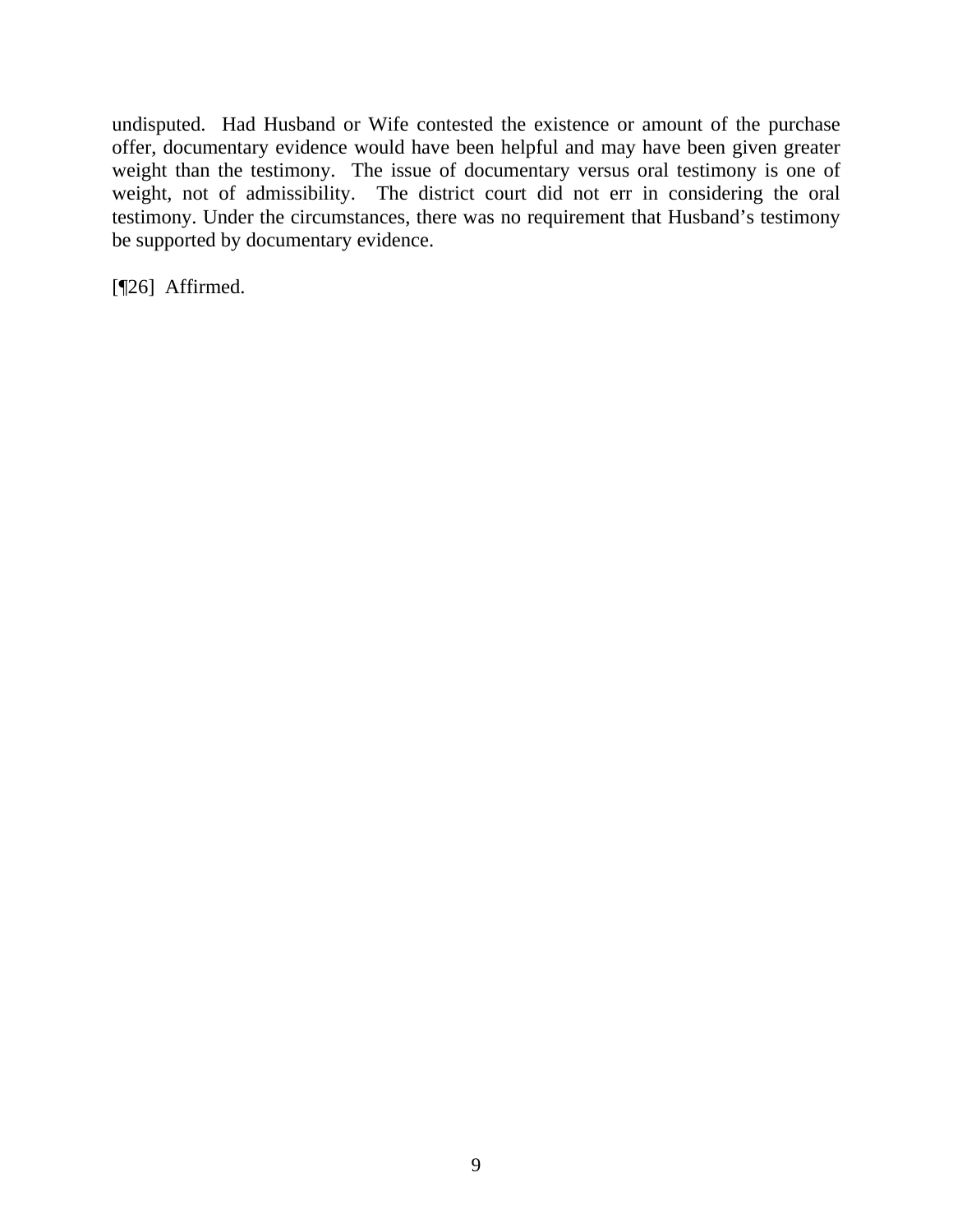undisputed. Had Husband or Wife contested the existence or amount of the purchase offer, documentary evidence would have been helpful and may have been given greater weight than the testimony. The issue of documentary versus oral testimony is one of weight, not of admissibility. The district court did not err in considering the oral testimony. Under the circumstances, there was no requirement that Husband's testimony be supported by documentary evidence.

[¶26] Affirmed.